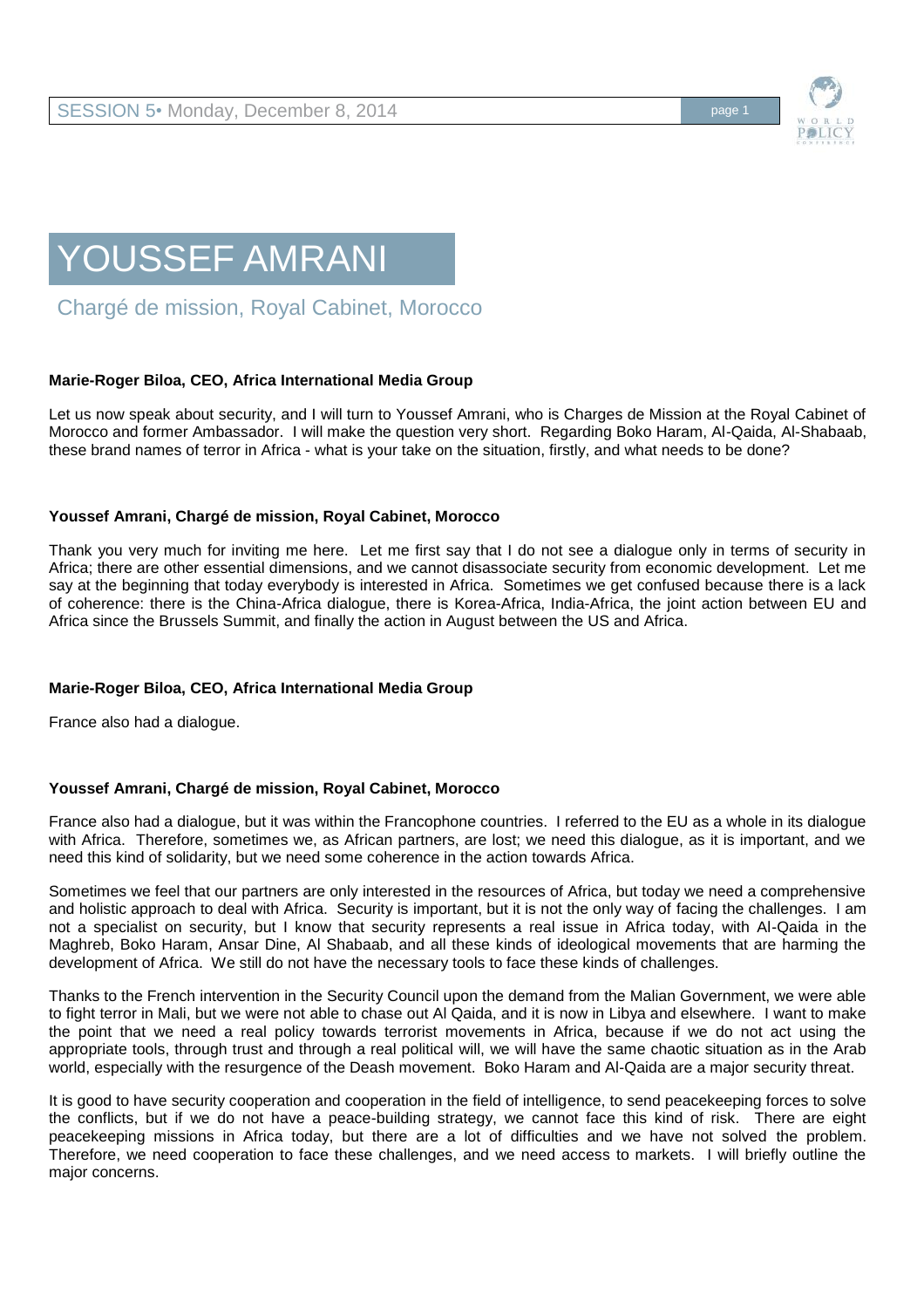# YOUSSEF AMRANI

## Chargé de mission, Royal Cabinet, Morocco

**Marie-Roger Biloa, CEO, Africa International Media Group**

Let us now speak about security, and I will turn to Youssef Amrani, who is Charges de Mission at the Royal Cabinet of Morocco and former Ambassador. I will make the question very short. Regarding Boko Haram, Al-Qaida, Al-Shabaab, these brand names of terror in Africa - what is your take on the situation, firstly, and what needs to be done?

**Youssef Amrani, Chargé de mission, Royal Cabinet, Morocco**

Thank you very much for inviting me here. Let me first say that I do not see a dialogue only in terms of security in Africa; there are other essential dimensions, and we cannot disassociate security from economic development. Let me say at the beginning that today everybody is interested in Africa. Sometimes we get confused because there is a lack of coherence: there is the China-Africa dialogue, there is Korea-Africa, India-Africa, the joint action between EU and Africa since the Brussels Summit, and finally the action in August between the US and Africa.

**Marie-Roger Biloa, CEO, Africa International Media Group**

France also had a dialogue.

**Youssef Amrani, Chargé de mission, Royal Cabinet, Morocco**

France also had a dialogue, but it was within the Francophone countries. I referred to the EU as a whole in its dialogue with Africa. Therefore, sometimes we, as African partners, are lost; we need this dialogue, as it is important, and we need this kind of solidarity, but we need some coherence in the action towards Africa.

Sometimes we feel that our partners are only interested in the resources of Africa, but today we need a comprehensive and holistic approach to deal with Africa. Security is important, but it is not the only way of facing the challenges. I am not a specialist on security, but I know that security represents a real issue in Africa today, with Al-Qaida in the Maghreb, Boko Haram, Ansar Dine, Al Shabaab, and all these kinds of ideological movements that are harming the development of Africa. We still do not have the necessary tools to face these kinds of challenges.

Thanks to the French intervention in the Security Council upon the demand from the Malian Government, we were able to fight terror in Mali, but we were not able to chase out Al Qaida, and it is now in Libya and elsewhere. I want to make the point that we need a real policy towards terrorist movements in Africa, because if we do not act using the appropriate tools, through trust and through a real political will, we will have the same chaotic situation as in the Arab world, especially with the resurgence of the Deash movement. Boko Haram and Al-Qaida are a major security threat.

It is good to have security cooperation and cooperation in the field of intelligence, to send peacekeeping forces to solve the conflicts, but if we do not have a peace-building strategy, we cannot face this kind of risk. There are eight peacekeeping missions in Africa today, but there are a lot of difficulties and we have not solved the problem. Therefore, we need cooperation to face these challenges, and we need access to markets. I will briefly outline the major concerns.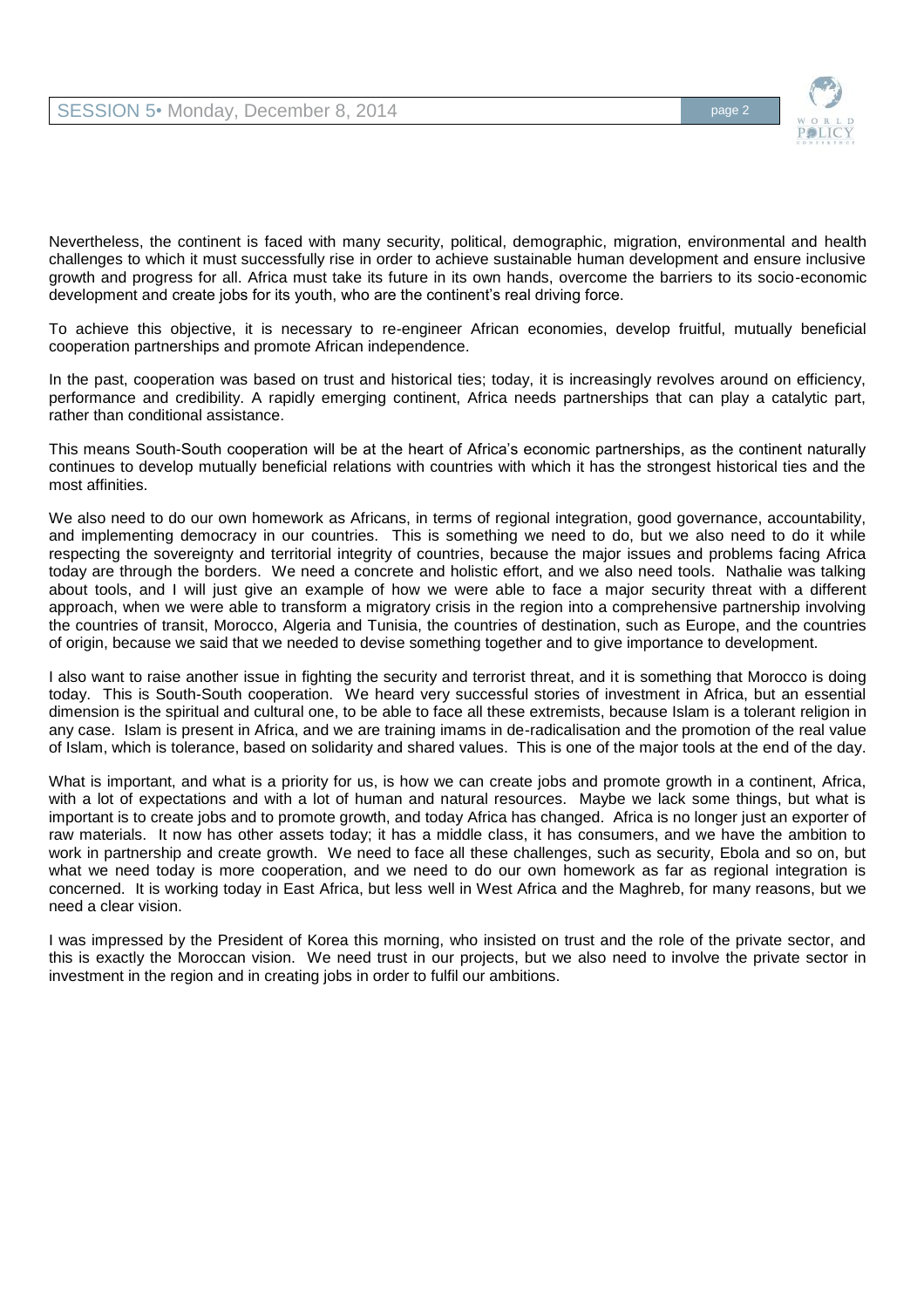Nevertheless, the continent is faced with many security, political, demographic, migration, environmental and health challenges to which it must successfully rise in order to achieve sustainable human development and ensure inclusive growth and progress for all. Africa must take its future in its own hands, overcome the barriers to its socio-economic development and create jobs for its youth, who are the continent's real driving force.

To achieve this objective, it is necessary to re-engineer African economies, develop fruitful, mutually beneficial cooperation partnerships and promote African independence.

In the past, cooperation was based on trust and historical ties; today, it is increasingly revolves around on efficiency, performance and credibility. A rapidly emerging continent, Africa needs partnerships that can play a catalytic part, rather than conditional assistance.

This means South-South cooperation will be at the heart of Africa's economic partnerships, as the continent naturally continues to develop mutually beneficial relations with countries with which it has the strongest historical ties and the most affinities.

We also need to do our own homework as Africans, in terms of regional integration, good governance, accountability, and implementing democracy in our countries. This is something we need to do, but we also need to do it while respecting the sovereignty and territorial integrity of countries, because the major issues and problems facing Africa today are through the borders. We need a concrete and holistic effort, and we also need tools. Nathalie was talking about tools, and I will just give an example of how we were able to face a major security threat with a different approach, when we were able to transform a migratory crisis in the region into a comprehensive partnership involving the countries of transit, Morocco, Algeria and Tunisia, the countries of destination, such as Europe, and the countries of origin, because we said that we needed to devise something together and to give importance to development.

I also want to raise another issue in fighting the security and terrorist threat, and it is something that Morocco is doing today. This is South-South cooperation. We heard very successful stories of investment in Africa, but an essential dimension is the spiritual and cultural one, to be able to face all these extremists, because Islam is a tolerant religion in any case. Islam is present in Africa, and we are training imams in de-radicalisation and the promotion of the real value of Islam, which is tolerance, based on solidarity and shared values. This is one of the major tools at the end of the day.

What is important, and what is a priority for us, is how we can create jobs and promote growth in a continent, Africa, with a lot of expectations and with a lot of human and natural resources. Maybe we lack some things, but what is important is to create jobs and to promote growth, and today Africa has changed. Africa is no longer just an exporter of raw materials. It now has other assets today; it has a middle class, it has consumers, and we have the ambition to work in partnership and create growth. We need to face all these challenges, such as security, Ebola and so on, but what we need today is more cooperation, and we need to do our own homework as far as regional integration is concerned. It is working today in East Africa, but less well in West Africa and the Maghreb, for many reasons, but we need a clear vision.

I was impressed by the President of Korea this morning, who insisted on trust and the role of the private sector, and this is exactly the Moroccan vision. We need trust in our projects, but we also need to involve the private sector in investment in the region and in creating jobs in order to fulfil our ambitions.